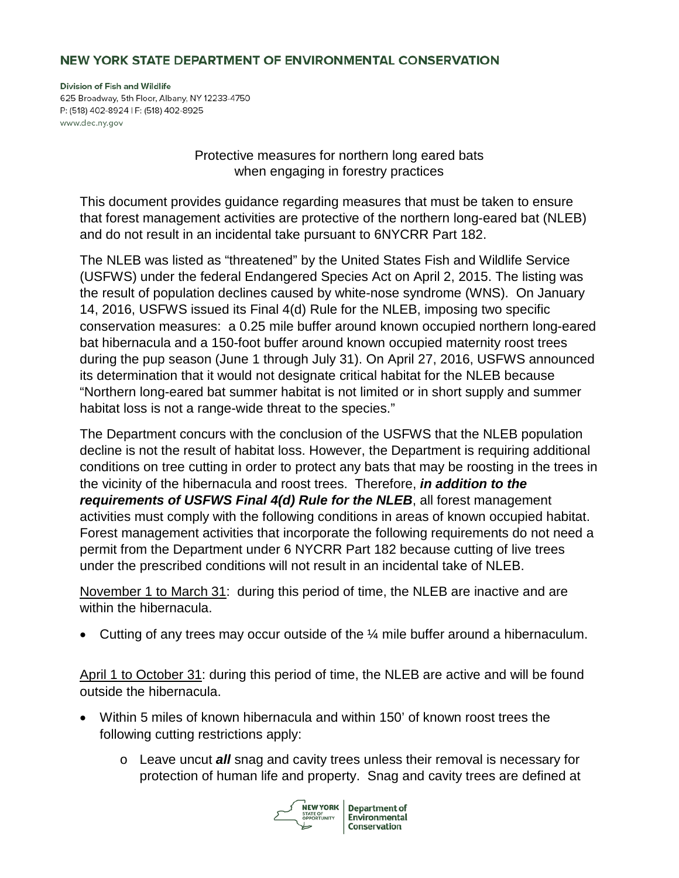**NEW YORK STATE DEPARTMENT OF ENVIRONMENTAL CONSERVATION**

**Division of Fish and Wildlife**
625 Broadway, 5th Floor, Albany, NY 12233-4750
P: (518) 402-8924 | F: (518) 402-8925
www.dec.ny.gov

Protective measures for northern long eared bats
when engaging in forestry practices

This document provides guidance regarding measures that must be taken to ensure that forest management activities are protective of the northern long-eared bat (NLEB) and do not result in an incidental take pursuant to 6NYCRR Part 182.

The NLEB was listed as "threatened" by the United States Fish and Wildlife Service (USFWS) under the federal Endangered Species Act on April 2, 2015. The listing was the result of population declines caused by white-nose syndrome (WNS). On January 14, 2016, USFWS issued its Final 4(d) Rule for the NLEB, imposing two specific conservation measures: a 0.25 mile buffer around known occupied northern long-eared bat hibernacula and a 150-foot buffer around known occupied maternity roost trees during the pup season (June 1 through July 31). On April 27, 2016, USFWS announced its determination that it would not designate critical habitat for the NLEB because "Northern long-eared bat summer habitat is not limited or in short supply and summer habitat loss is not a range-wide threat to the species."

The Department concurs with the conclusion of the USFWS that the NLEB population decline is not the result of habitat loss. However, the Department is requiring additional conditions on tree cutting in order to protect any bats that may be roosting in the trees in the vicinity of the hibernacula and roost trees. Therefore, ***in addition to the requirements of USFWS Final 4(d) Rule for the NLEB***, all forest management activities must comply with the following conditions in areas of known occupied habitat. Forest management activities that incorporate the following requirements do not need a permit from the Department under 6 NYCRR Part 182 because cutting of live trees under the prescribed conditions will not result in an incidental take of NLEB.

<u>November 1 to March 31</u>: during this period of time, the NLEB are inactive and are within the hibernacula.

- Cutting of any trees may occur outside of the ¼ mile buffer around a hibernaculum.

<u>April 1 to October 31</u>: during this period of time, the NLEB are active and will be found outside the hibernacula.

- Within 5 miles of known hibernacula and within 150' of known roost trees the following cutting restrictions apply:
  - Leave uncut ***all*** snag and cavity trees unless their removal is necessary for protection of human life and property. Snag and cavity trees are defined at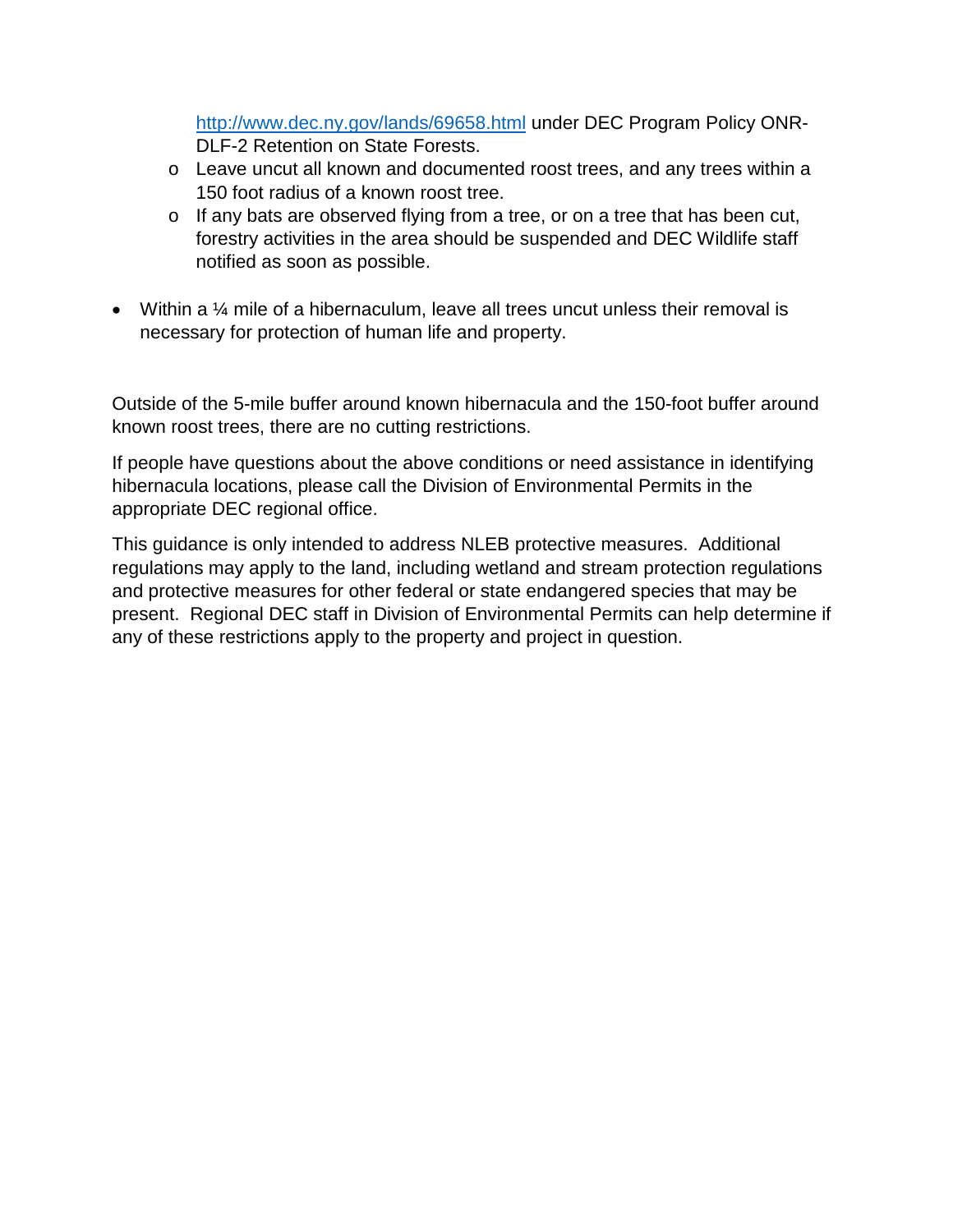http://www.dec.ny.gov/lands/69658.html under DEC Program Policy ONR-DLF-2 Retention on State Forests.
  - Leave uncut all known and documented roost trees, and any trees within a 150 foot radius of a known roost tree.
  - If any bats are observed flying from a tree, or on a tree that has been cut, forestry activities in the area should be suspended and DEC Wildlife staff notified as soon as possible.

- Within a ¼ mile of a hibernaculum, leave all trees uncut unless their removal is necessary for protection of human life and property.

Outside of the 5-mile buffer around known hibernacula and the 150-foot buffer around known roost trees, there are no cutting restrictions.

If people have questions about the above conditions or need assistance in identifying hibernacula locations, please call the Division of Environmental Permits in the appropriate DEC regional office.

This guidance is only intended to address NLEB protective measures. Additional regulations may apply to the land, including wetland and stream protection regulations and protective measures for other federal or state endangered species that may be present. Regional DEC staff in Division of Environmental Permits can help determine if any of these restrictions apply to the property and project in question.